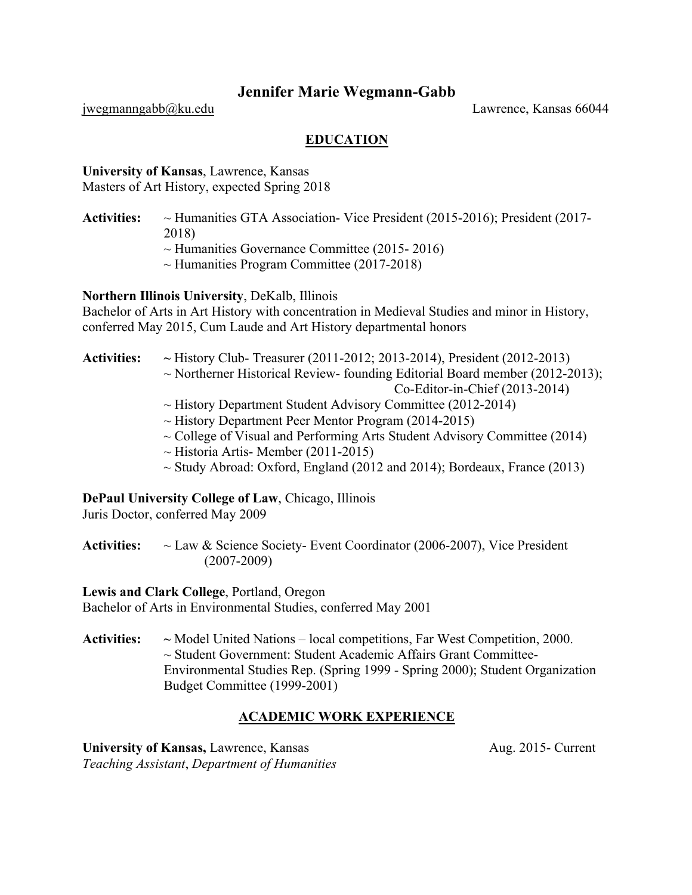# Jennifer Marie Wegmann-Gabb

jwegmanngabb@ku.edu Lawrence, Kansas 66044

## EDUCATION

**University of Kansas**, Lawrence, Kansas
Masters of Art History, expected Spring 2018

**Activities:**
~ Humanities GTA Association- Vice President (2015-2016); President (2017-2018)
~ Humanities Governance Committee (2015- 2016)
~ Humanities Program Committee (2017-2018)

**Northern Illinois University**, DeKalb, Illinois
Bachelor of Arts in Art History with concentration in Medieval Studies and minor in History, conferred May 2015, Cum Laude and Art History departmental honors

**Activities:**
~ History Club- Treasurer (2011-2012; 2013-2014), President (2012-2013)
~ Northerner Historical Review- founding Editorial Board member (2012-2013); Co-Editor-in-Chief (2013-2014)
~ History Department Student Advisory Committee (2012-2014)
~ History Department Peer Mentor Program (2014-2015)
~ College of Visual and Performing Arts Student Advisory Committee (2014)
~ Historia Artis- Member (2011-2015)
~ Study Abroad: Oxford, England (2012 and 2014); Bordeaux, France (2013)

**DePaul University College of Law**, Chicago, Illinois
Juris Doctor, conferred May 2009

**Activities:**
~ Law & Science Society- Event Coordinator (2006-2007), Vice President (2007-2009)

**Lewis and Clark College**, Portland, Oregon
Bachelor of Arts in Environmental Studies, conferred May 2001

**Activities:**
~ Model United Nations – local competitions, Far West Competition, 2000.
~ Student Government: Student Academic Affairs Grant Committee- Environmental Studies Rep. (Spring 1999 - Spring 2000); Student Organization Budget Committee (1999-2001)

## ACADEMIC WORK EXPERIENCE

**University of Kansas,** Lawrence, Kansas Aug. 2015- Current
*Teaching Assistant*, *Department of Humanities*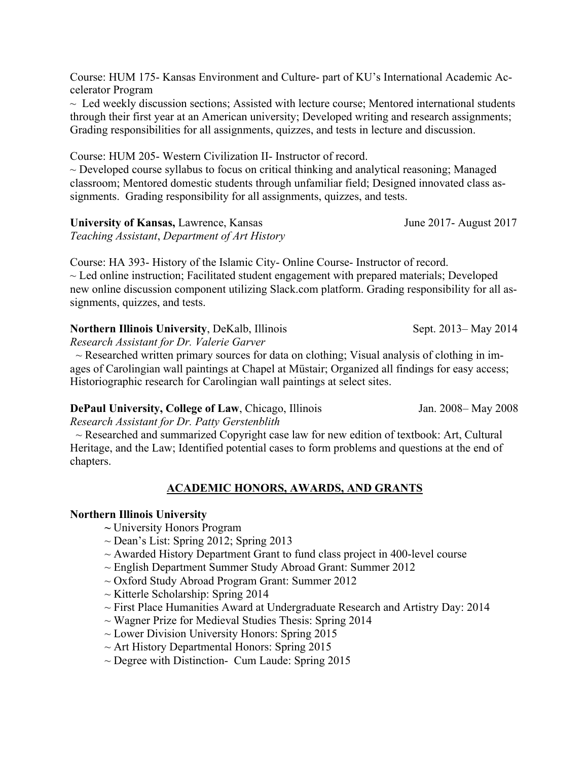Course: HUM 175- Kansas Environment and Culture- part of KU's International Academic Accelerator Program

~ Led weekly discussion sections; Assisted with lecture course; Mentored international students through their first year at an American university; Developed writing and research assignments; Grading responsibilities for all assignments, quizzes, and tests in lecture and discussion.

Course: HUM 205- Western Civilization II- Instructor of record.

~ Developed course syllabus to focus on critical thinking and analytical reasoning; Managed classroom; Mentored domestic students through unfamiliar field; Designed innovated class assignments. Grading responsibility for all assignments, quizzes, and tests.

**University of Kansas,** Lawrence, Kansas — June 2017- August 2017

*Teaching Assistant*, *Department of Art History*

Course: HA 393- History of the Islamic City- Online Course- Instructor of record.

~ Led online instruction; Facilitated student engagement with prepared materials; Developed new online discussion component utilizing Slack.com platform. Grading responsibility for all assignments, quizzes, and tests.

**Northern Illinois University**, DeKalb, Illinois — Sept. 2013– May 2014

*Research Assistant for Dr. Valerie Garver*

~ Researched written primary sources for data on clothing; Visual analysis of clothing in images of Carolingian wall paintings at Chapel at Müstair; Organized all findings for easy access; Historiographic research for Carolingian wall paintings at select sites.

**DePaul University, College of Law**, Chicago, Illinois — Jan. 2008– May 2008

*Research Assistant for Dr. Patty Gerstenblith*

~ Researched and summarized Copyright case law for new edition of textbook: Art, Cultural Heritage, and the Law; Identified potential cases to form problems and questions at the end of chapters.

## ACADEMIC HONORS, AWARDS, AND GRANTS

**Northern Illinois University**

- ~ University Honors Program
- ~ Dean's List: Spring 2012; Spring 2013
- ~ Awarded History Department Grant to fund class project in 400-level course
- ~ English Department Summer Study Abroad Grant: Summer 2012
- ~ Oxford Study Abroad Program Grant: Summer 2012
- ~ Kitterle Scholarship: Spring 2014
- ~ First Place Humanities Award at Undergraduate Research and Artistry Day: 2014
- ~ Wagner Prize for Medieval Studies Thesis: Spring 2014
- ~ Lower Division University Honors: Spring 2015
- ~ Art History Departmental Honors: Spring 2015
- ~ Degree with Distinction- Cum Laude: Spring 2015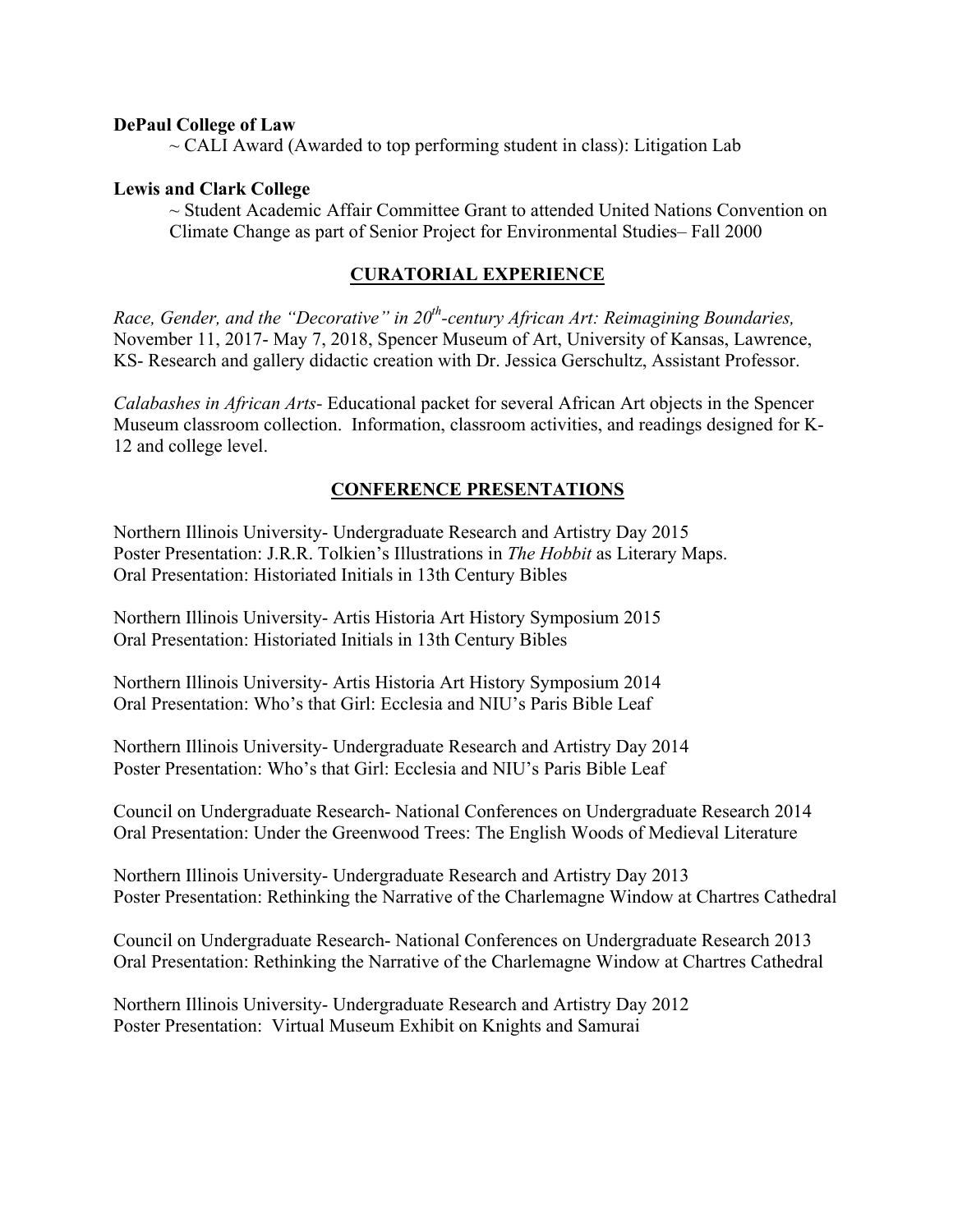**DePaul College of Law**

~ CALI Award (Awarded to top performing student in class): Litigation Lab

**Lewis and Clark College**

~ Student Academic Affair Committee Grant to attended United Nations Convention on Climate Change as part of Senior Project for Environmental Studies– Fall 2000

## CURATORIAL EXPERIENCE

*Race, Gender, and the "Decorative" in 20th-century African Art: Reimagining Boundaries,* November 11, 2017- May 7, 2018, Spencer Museum of Art, University of Kansas, Lawrence, KS- Research and gallery didactic creation with Dr. Jessica Gerschultz, Assistant Professor.

*Calabashes in African Arts*- Educational packet for several African Art objects in the Spencer Museum classroom collection. Information, classroom activities, and readings designed for K-12 and college level.

## CONFERENCE PRESENTATIONS

Northern Illinois University- Undergraduate Research and Artistry Day 2015
Poster Presentation: J.R.R. Tolkien's Illustrations in *The Hobbit* as Literary Maps.
Oral Presentation: Historiated Initials in 13th Century Bibles

Northern Illinois University- Artis Historia Art History Symposium 2015
Oral Presentation: Historiated Initials in 13th Century Bibles

Northern Illinois University- Artis Historia Art History Symposium 2014
Oral Presentation: Who's that Girl: Ecclesia and NIU's Paris Bible Leaf

Northern Illinois University- Undergraduate Research and Artistry Day 2014
Poster Presentation: Who's that Girl: Ecclesia and NIU's Paris Bible Leaf

Council on Undergraduate Research- National Conferences on Undergraduate Research 2014
Oral Presentation: Under the Greenwood Trees: The English Woods of Medieval Literature

Northern Illinois University- Undergraduate Research and Artistry Day 2013
Poster Presentation: Rethinking the Narrative of the Charlemagne Window at Chartres Cathedral

Council on Undergraduate Research- National Conferences on Undergraduate Research 2013
Oral Presentation: Rethinking the Narrative of the Charlemagne Window at Chartres Cathedral

Northern Illinois University- Undergraduate Research and Artistry Day 2012
Poster Presentation: Virtual Museum Exhibit on Knights and Samurai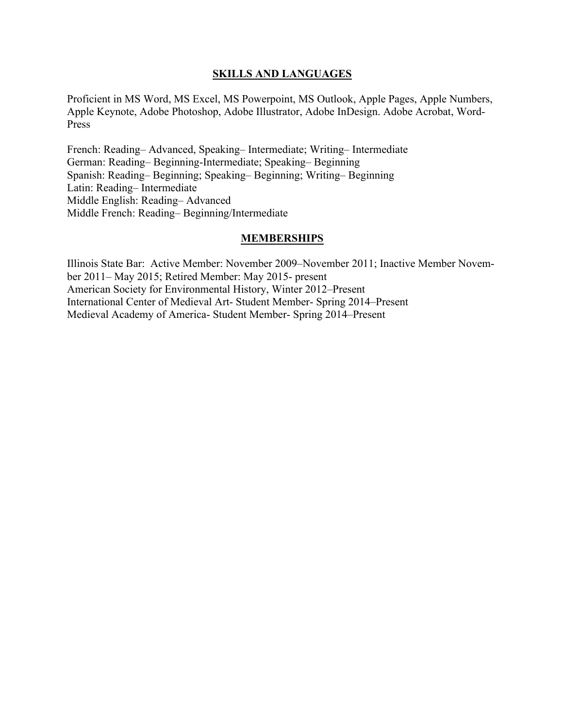## SKILLS AND LANGUAGES

Proficient in MS Word, MS Excel, MS Powerpoint, MS Outlook, Apple Pages, Apple Numbers, Apple Keynote, Adobe Photoshop, Adobe Illustrator, Adobe InDesign. Adobe Acrobat, WordPress

French: Reading– Advanced, Speaking– Intermediate; Writing– Intermediate
German: Reading– Beginning-Intermediate; Speaking– Beginning
Spanish: Reading– Beginning; Speaking– Beginning; Writing– Beginning
Latin: Reading– Intermediate
Middle English: Reading– Advanced
Middle French: Reading– Beginning/Intermediate

## MEMBERSHIPS

Illinois State Bar: Active Member: November 2009–November 2011; Inactive Member November 2011– May 2015; Retired Member: May 2015- present
American Society for Environmental History, Winter 2012–Present
International Center of Medieval Art- Student Member- Spring 2014–Present
Medieval Academy of America- Student Member- Spring 2014–Present